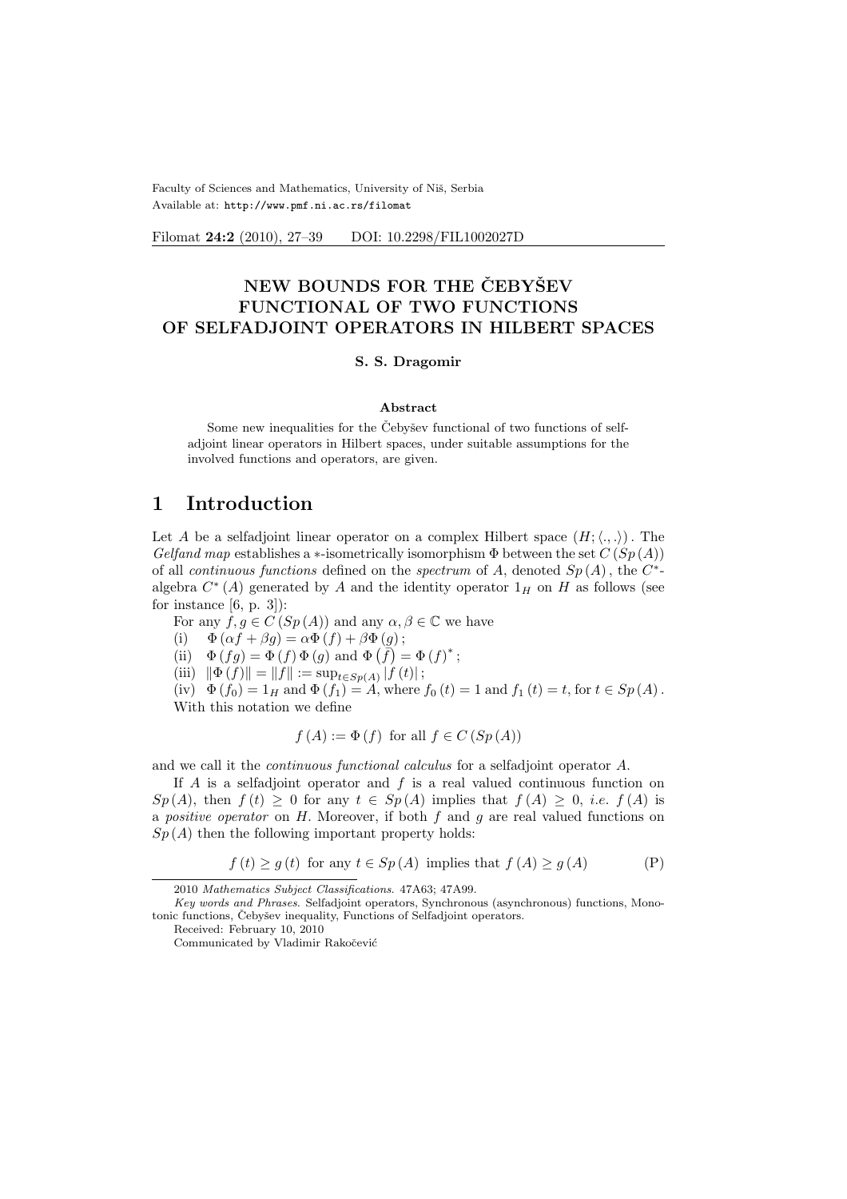Faculty of Sciences and Mathematics, University of Niš, Serbia
Available at: http://www.pmf.ni.ac.rs/filomat

Filomat **24:2** (2010), 27–39 DOI: 10.2298/FIL1002027D

# NEW BOUNDS FOR THE ČEBYŠEV FUNCTIONAL OF TWO FUNCTIONS OF SELFADJOINT OPERATORS IN HILBERT SPACES

**S. S. Dragomir**

### Abstract

Some new inequalities for the Čebyšev functional of two functions of selfadjoint linear operators in Hilbert spaces, under suitable assumptions for the involved functions and operators, are given.

## 1 Introduction

Let $A$ be a selfadjoint linear operator on a complex Hilbert space $(H;\langle .,.\rangle)$. The *Gelfand map* establishes a $*$-isometrically isomorphism $\Phi$ between the set $C(Sp(A))$ of all *continuous functions* defined on the *spectrum* of $A$, denoted $Sp(A)$, the $C^*$-algebra $C^*(A)$ generated by $A$ and the identity operator $1_H$ on $H$ as follows (see for instance [6, p. 3]):

For any $f,g \in C(Sp(A))$ and any $\alpha, \beta \in \mathbb{C}$ we have

(i) $\Phi(\alpha f + \beta g) = \alpha \Phi(f) + \beta \Phi(g)$;

(ii) $\Phi(fg) = \Phi(f)\Phi(g)$ and $\Phi(\bar{f}) = \Phi(f)^*$;

(iii) $\|\Phi(f)\| = \|f\| := \sup_{t\in Sp(A)} |f(t)|$;

(iv) $\Phi(f_0) = 1_H$ and $\Phi(f_1) = A$, where $f_0(t) = 1$ and $f_1(t) = t$, for $t \in Sp(A)$.

With this notation we define

$$f(A) := \Phi(f) \text{ for all } f \in C(Sp(A))$$

and we call it the *continuous functional calculus* for a selfadjoint operator $A$.

If $A$ is a selfadjoint operator and $f$ is a real valued continuous function on $Sp(A)$, then $f(t) \geq 0$ for any $t \in Sp(A)$ implies that $f(A) \geq 0$, *i.e.* $f(A)$ is a *positive operator* on $H$. Moreover, if both $f$ and $g$ are real valued functions on $Sp(A)$ then the following important property holds:

$$f(t) \geq g(t) \text{ for any } t \in Sp(A) \text{ implies that } f(A) \geq g(A) \tag{P}$$

---

2010 *Mathematics Subject Classifications*. 47A63; 47A99.

*Key words and Phrases*. Selfadjoint operators, Synchronous (asynchronous) functions, Monotonic functions, Čebyšev inequality, Functions of Selfadjoint operators.

Received: February 10, 2010

Communicated by Vladimir Rakočević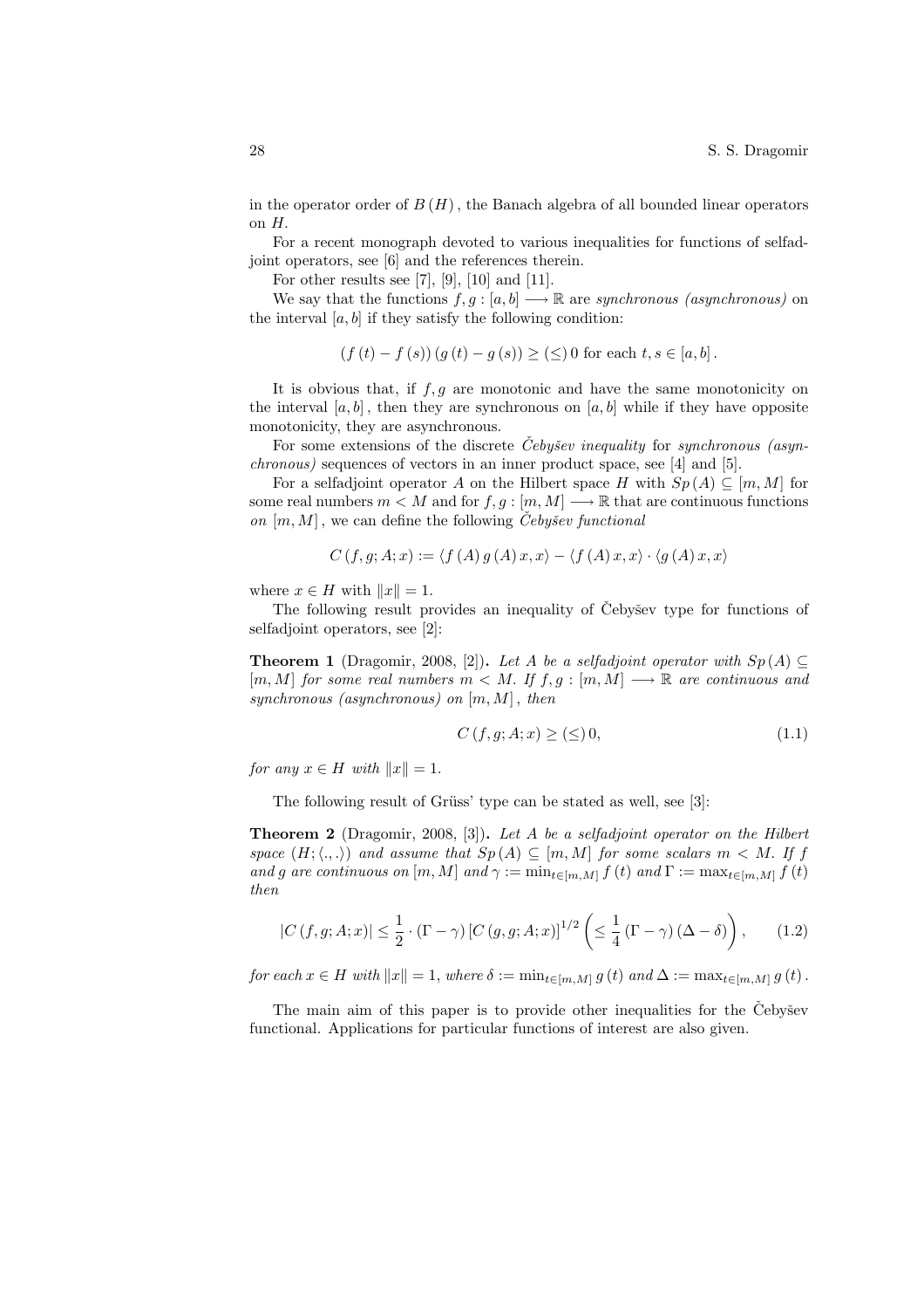in the operator order of $B(H)$, the Banach algebra of all bounded linear operators on $H$.

For a recent monograph devoted to various inequalities for functions of selfadjoint operators, see [6] and the references therein.

For other results see [7], [9], [10] and [11].

We say that the functions $f,g:[a,b]\longrightarrow\mathbb{R}$ are *synchronous (asynchronous)* on the interval $[a,b]$ if they satisfy the following condition:

$$(f(t)-f(s))(g(t)-g(s))\geq(\leq)\,0 \text{ for each } t,s\in[a,b].$$

It is obvious that, if $f,g$ are monotonic and have the same monotonicity on the interval $[a,b]$, then they are synchronous on $[a,b]$ while if they have opposite monotonicity, they are asynchronous.

For some extensions of the discrete *Čebyšev inequality* for *synchronous (asynchronous)* sequences of vectors in an inner product space, see [4] and [5].

For a selfadjoint operator $A$ on the Hilbert space $H$ with $Sp(A)\subseteq[m,M]$ for some real numbers $m<M$ and for $f,g:[m,M]\longrightarrow\mathbb{R}$ that are continuous functions *on* $[m,M]$, we can define the following *Čebyšev functional*

$$C(f,g;A;x):=\langle f(A)g(A)x,x\rangle-\langle f(A)x,x\rangle\cdot\langle g(A)x,x\rangle$$

where $x\in H$ with $\|x\|=1$.

The following result provides an inequality of Čebyšev type for functions of selfadjoint operators, see [2]:

**Theorem 1** (Dragomir, 2008, [2]). *Let $A$ be a selfadjoint operator with $Sp(A)\subseteq[m,M]$ for some real numbers $m<M$. If $f,g:[m,M]\longrightarrow\mathbb{R}$ are continuous and synchronous (asynchronous) on $[m,M]$, then*

$$C(f,g;A;x)\geq(\leq)\,0, \tag{1.1}$$

*for any $x\in H$ with $\|x\|=1$.*

The following result of Grüss' type can be stated as well, see [3]:

**Theorem 2** (Dragomir, 2008, [3]). *Let $A$ be a selfadjoint operator on the Hilbert space $(H;\langle .,.\rangle)$ and assume that $Sp(A)\subseteq[m,M]$ for some scalars $m<M$. If $f$ and $g$ are continuous on $[m,M]$ and $\gamma:=\min_{t\in[m,M]}f(t)$ and $\Gamma:=\max_{t\in[m,M]}f(t)$ then*

$$|C(f,g;A;x)|\leq\frac{1}{2}\cdot(\Gamma-\gamma)\,[C(g,g;A;x)]^{1/2}\left(\leq\frac{1}{4}(\Gamma-\gamma)(\Delta-\delta)\right), \tag{1.2}$$

*for each $x\in H$ with $\|x\|=1$, where $\delta:=\min_{t\in[m,M]}g(t)$ and $\Delta:=\max_{t\in[m,M]}g(t)$.*

The main aim of this paper is to provide other inequalities for the Čebyšev functional. Applications for particular functions of interest are also given.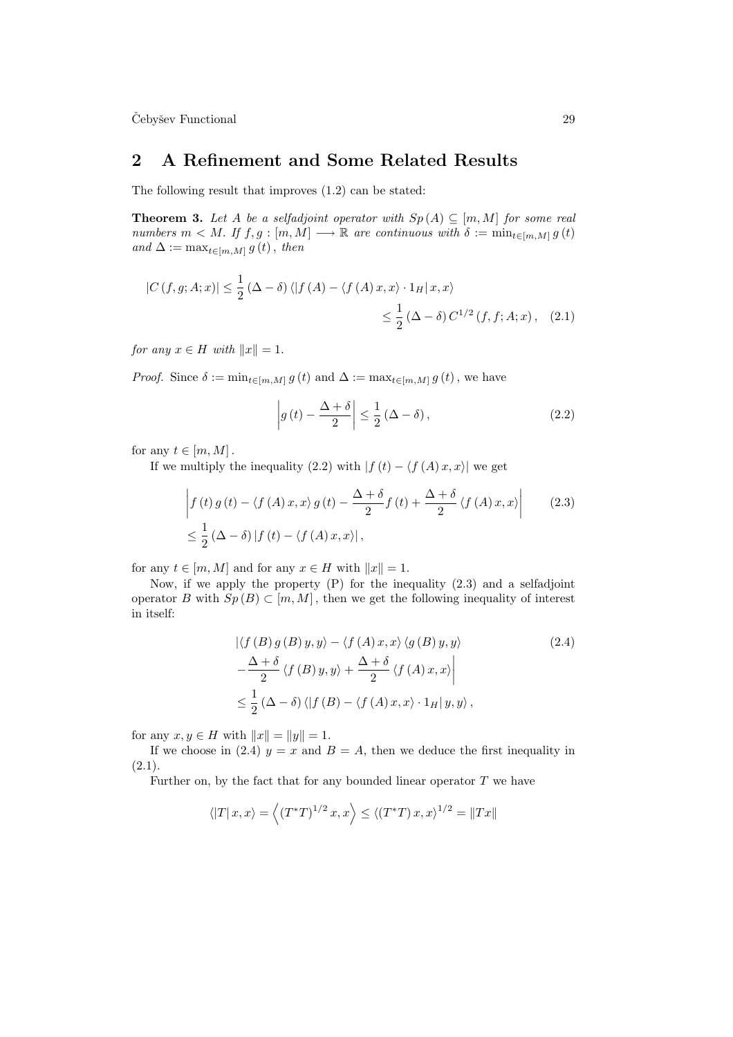## 2 A Refinement and Some Related Results

The following result that improves (1.2) can be stated:

**Theorem 3.** *Let $A$ be a selfadjoint operator with $Sp(A) \subseteq [m, M]$ for some real numbers $m < M$. If $f, g : [m, M] \longrightarrow \mathbb{R}$ are continuous with $\delta := \min_{t \in [m,M]} g(t)$ and $\Delta := \max_{t \in [m,M]} g(t)$, then*

$$
\begin{aligned}
|C(f, g; A; x)| &\leq \frac{1}{2}(\Delta - \delta) \langle |f(A) - \langle f(A)x, x\rangle \cdot 1_H| \, x, x\rangle \\
&\leq \frac{1}{2}(\Delta - \delta) C^{1/2}(f, f; A; x), \quad (2.1)
\end{aligned}
$$

*for any $x \in H$ with $\|x\| = 1$.*

*Proof.* Since $\delta := \min_{t \in [m,M]} g(t)$ and $\Delta := \max_{t \in [m,M]} g(t)$, we have

$$
\left| g(t) - \frac{\Delta + \delta}{2} \right| \leq \frac{1}{2}(\Delta - \delta), \quad (2.2)
$$

for any $t \in [m, M]$.

If we multiply the inequality (2.2) with $|f(t) - \langle f(A)x, x\rangle|$ we get

$$
\begin{aligned}
&\left| f(t) g(t) - \langle f(A)x, x\rangle g(t) - \frac{\Delta + \delta}{2} f(t) + \frac{\Delta + \delta}{2} \langle f(A)x, x\rangle \right| \quad (2.3) \\
&\leq \frac{1}{2}(\Delta - \delta) |f(t) - \langle f(A)x, x\rangle|,
\end{aligned}
$$

for any $t \in [m, M]$ and for any $x \in H$ with $\|x\| = 1$.

Now, if we apply the property (P) for the inequality (2.3) and a selfadjoint operator $B$ with $Sp(B) \subset [m, M]$, then we get the following inequality of interest in itself:

$$
\begin{aligned}
&|\langle f(B) g(B) y, y\rangle - \langle f(A)x, x\rangle \langle g(B) y, y\rangle \quad (2.4) \\
&- \frac{\Delta + \delta}{2} \langle f(B) y, y\rangle + \frac{\Delta + \delta}{2} \langle f(A)x, x\rangle \bigg| \\
&\leq \frac{1}{2}(\Delta - \delta) \langle |f(B) - \langle f(A)x, x\rangle \cdot 1_H| \, y, y\rangle,
\end{aligned}
$$

for any $x, y \in H$ with $\|x\| = \|y\| = 1$.

If we choose in (2.4) $y = x$ and $B = A$, then we deduce the first inequality in (2.1).

Further on, by the fact that for any bounded linear operator $T$ we have

$$
\langle |T| \, x, x\rangle = \left\langle (T^*T)^{1/2} x, x \right\rangle \leq \langle (T^*T) x, x\rangle^{1/2} = \|Tx\|
$$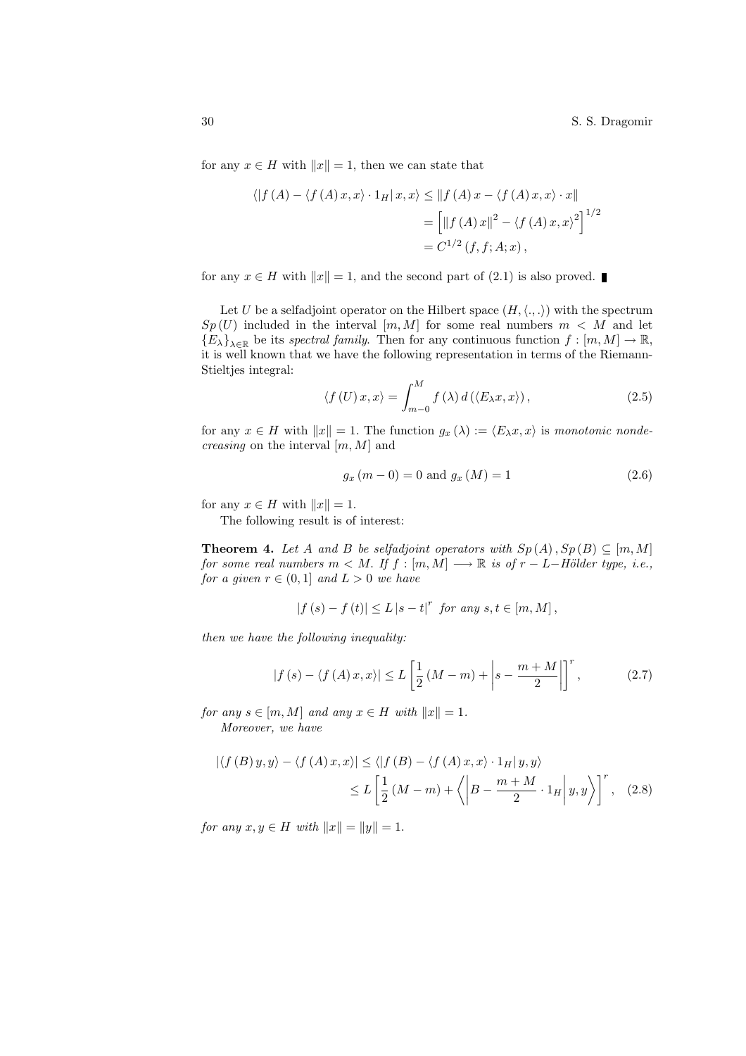for any $x \in H$ with $\|x\| = 1$, then we can state that

$$
\begin{aligned}
\langle |f(A) - \langle f(A)x, x\rangle \cdot 1_H| \, x, x\rangle &\leq \|f(A)x - \langle f(A)x, x\rangle \cdot x\| \\
&= \left[\|f(A)x\|^2 - \langle f(A)x, x\rangle^2\right]^{1/2} \\
&= C^{1/2}(f, f; A; x),
\end{aligned}
$$

for any $x \in H$ with $\|x\| = 1$, and the second part of (2.1) is also proved. ∎

Let $U$ be a selfadjoint operator on the Hilbert space $(H, \langle .,.\rangle)$ with the spectrum $Sp(U)$ included in the interval $[m, M]$ for some real numbers $m < M$ and let $\{E_\lambda\}_{\lambda \in \mathbb{R}}$ be its *spectral family*. Then for any continuous function $f : [m, M] \to \mathbb{R}$, it is well known that we have the following representation in terms of the Riemann-Stieltjes integral:

$$
\langle f(U)x, x\rangle = \int_{m-0}^{M} f(\lambda)\, d(\langle E_\lambda x, x\rangle), \tag{2.5}
$$

for any $x \in H$ with $\|x\| = 1$. The function $g_x(\lambda) := \langle E_\lambda x, x\rangle$ is *monotonic nondecreasing* on the interval $[m, M]$ and

$$
g_x(m-0) = 0 \text{ and } g_x(M) = 1 \tag{2.6}
$$

for any $x \in H$ with $\|x\| = 1$.

The following result is of interest:

**Theorem 4.** *Let $A$ and $B$ be selfadjoint operators with $Sp(A), Sp(B) \subseteq [m, M]$ for some real numbers $m < M$. If $f : [m, M] \longrightarrow \mathbb{R}$ is of $r - L-$Hölder type, i.e., for a given $r \in (0, 1]$ and $L > 0$ we have*

$$
|f(s) - f(t)| \leq L\,|s - t|^r \text{ for any } s, t \in [m, M],
$$

*then we have the following inequality:*

$$
|f(s) - \langle f(A)x, x\rangle| \leq L\left[\frac{1}{2}(M - m) + \left|s - \frac{m + M}{2}\right|\right]^r, \tag{2.7}
$$

*for any $s \in [m, M]$ and any $x \in H$ with $\|x\| = 1$.*

*Moreover, we have*

$$
\begin{aligned}
|\langle f(B)y, y\rangle - \langle f(A)x, x\rangle| &\leq \langle |f(B) - \langle f(A)x, x\rangle \cdot 1_H| \, y, y\rangle \\
&\leq L\left[\frac{1}{2}(M - m) + \left\langle \left|B - \frac{m + M}{2} \cdot 1_H\right| y, y\right\rangle\right]^r, 
\end{aligned} \tag{2.8}
$$

*for any $x, y \in H$ with $\|x\| = \|y\| = 1$.*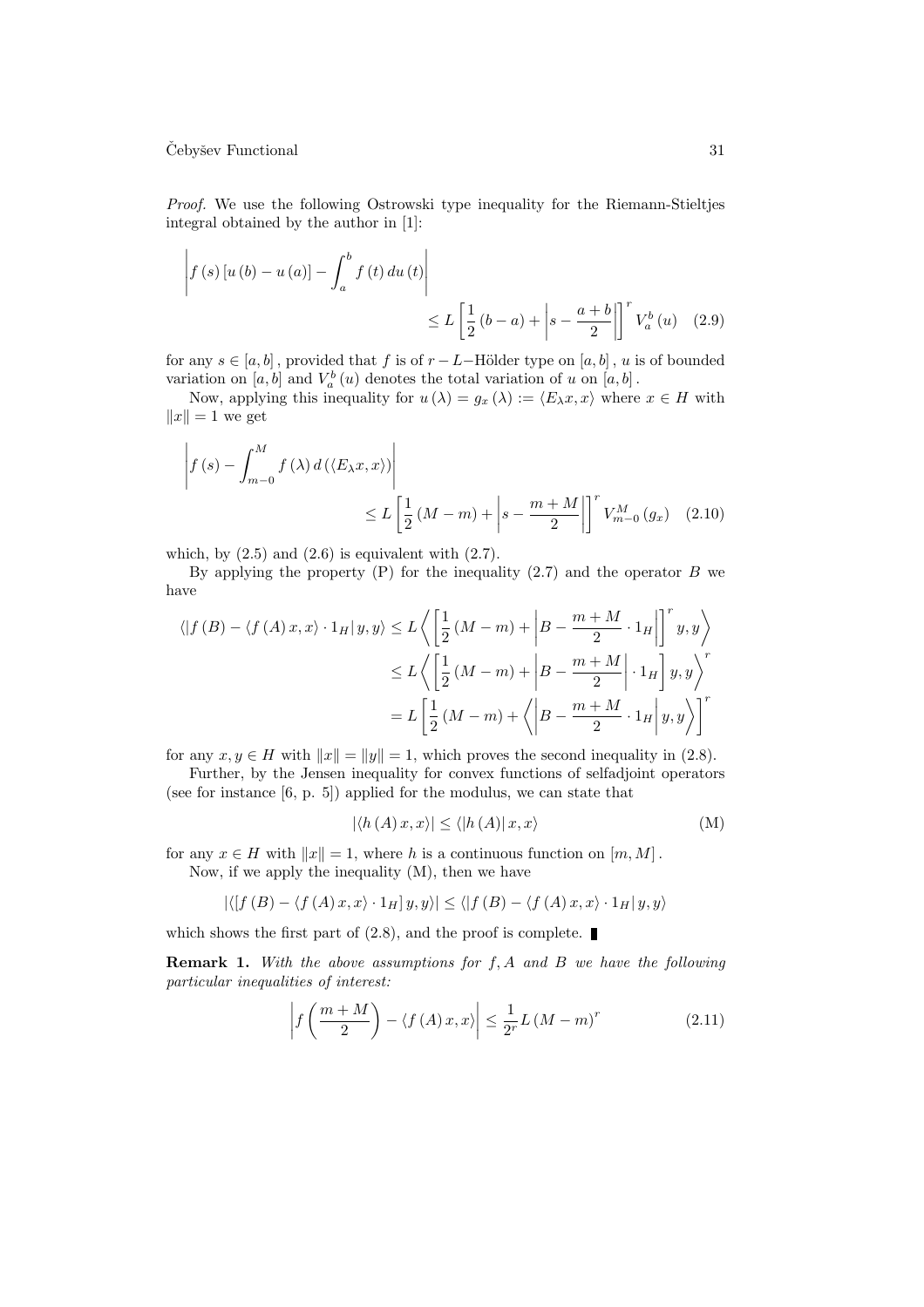*Proof.* We use the following Ostrowski type inequality for the Riemann-Stieltjes integral obtained by the author in [1]:

$$
\left| f(s)[u(b)-u(a)] - \int_a^b f(t)\,du(t) \right| \le L\left[\frac{1}{2}(b-a) + \left| s - \frac{a+b}{2} \right|\right]^r V_a^b(u) \tag{2.9}
$$

for any $s \in [a,b]$, provided that $f$ is of $r-L-$Hölder type on $[a,b]$, $u$ is of bounded variation on $[a,b]$ and $V_a^b(u)$ denotes the total variation of $u$ on $[a,b]$.

Now, applying this inequality for $u(\lambda) = g_x(\lambda) := \langle E_\lambda x, x\rangle$ where $x \in H$ with $\|x\| = 1$ we get

$$
\left| f(s) - \int_{m-0}^{M} f(\lambda)\,d(\langle E_\lambda x, x\rangle) \right| \le L\left[\frac{1}{2}(M-m) + \left| s - \frac{m+M}{2} \right|\right]^r V_{m-0}^{M}(g_x) \tag{2.10}
$$

which, by (2.5) and (2.6) is equivalent with (2.7).

By applying the property (P) for the inequality (2.7) and the operator $B$ we have

$$
\begin{aligned}
\langle |f(B) - \langle f(A)x,x\rangle \cdot 1_H|\, y, y\rangle &\le L\left\langle \left[\frac{1}{2}(M-m) + \left| B - \frac{m+M}{2}\cdot 1_H \right|\right]^r y, y \right\rangle \\
&\le L\left\langle \left[\frac{1}{2}(M-m) + \left| B - \frac{m+M}{2} \right| \cdot 1_H \right] y, y \right\rangle^r \\
&= L\left[\frac{1}{2}(M-m) + \left\langle \left| B - \frac{m+M}{2}\cdot 1_H \right| y, y \right\rangle \right]^r
\end{aligned}
$$

for any $x, y \in H$ with $\|x\| = \|y\| = 1$, which proves the second inequality in (2.8).

Further, by the Jensen inequality for convex functions of selfadjoint operators (see for instance [6, p. 5]) applied for the modulus, we can state that

$$
|\langle h(A)x, x\rangle| \le \langle |h(A)|\, x, x\rangle \tag{M}
$$

for any $x \in H$ with $\|x\| = 1$, where $h$ is a continuous function on $[m, M]$.

Now, if we apply the inequality (M), then we have

$$
|\langle [f(B) - \langle f(A)x,x\rangle \cdot 1_H]\, y, y\rangle| \le \langle |f(B) - \langle f(A)x,x\rangle \cdot 1_H|\, y, y\rangle
$$

which shows the first part of (2.8), and the proof is complete. ∎

**Remark 1.** *With the above assumptions for $f, A$ and $B$ we have the following particular inequalities of interest:*

$$
\left| f\left(\frac{m+M}{2}\right) - \langle f(A)x, x\rangle \right| \le \frac{1}{2^r} L (M-m)^r \tag{2.11}
$$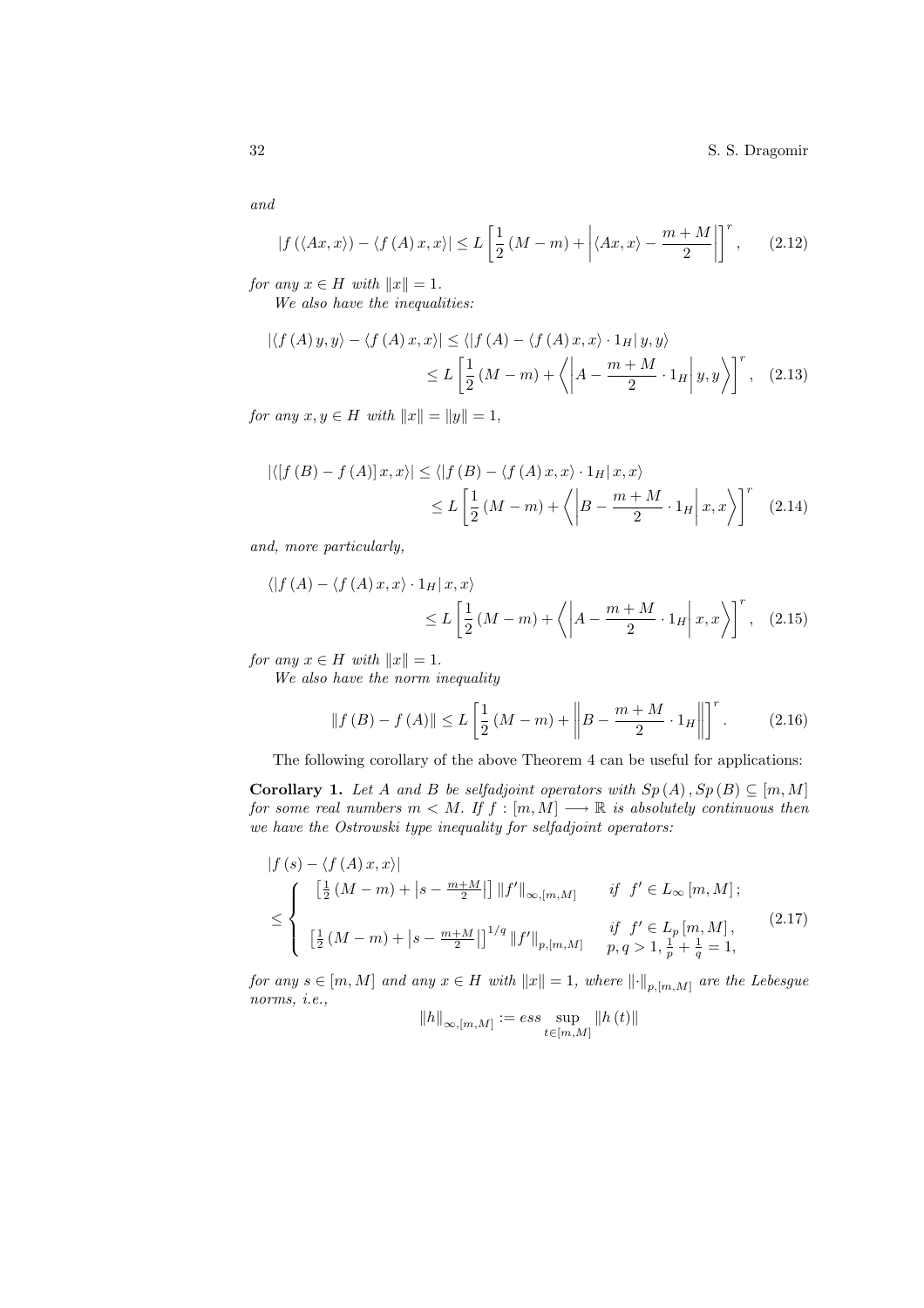*and*

$$|f(\langle Ax, x\rangle) - \langle f(A)x, x\rangle| \le L\left[\frac{1}{2}(M-m) + \left|\langle Ax, x\rangle - \frac{m+M}{2}\right|\right]^r, \qquad (2.12)$$

*for any $x \in H$ with $\|x\| = 1$.*

*We also have the inequalities:*

$$|\langle f(A)y, y\rangle - \langle f(A)x, x\rangle| \le \langle |f(A) - \langle f(A)x, x\rangle \cdot 1_H| \, y, y\rangle$$
$$\le L\left[\frac{1}{2}(M-m) + \left\langle \left|A - \frac{m+M}{2} \cdot 1_H\right| y, y\right\rangle\right]^r, \quad (2.13)$$

*for any $x, y \in H$ with $\|x\| = \|y\| = 1$,*

$$|\langle [f(B) - f(A)]x, x\rangle| \le \langle |f(B) - \langle f(A)x, x\rangle \cdot 1_H| \, x, x\rangle$$
$$\le L\left[\frac{1}{2}(M-m) + \left\langle \left|B - \frac{m+M}{2} \cdot 1_H\right| x, x\right\rangle\right]^r \quad (2.14)$$

*and, more particularly,*

$$\langle |f(A) - \langle f(A)x, x\rangle \cdot 1_H| \, x, x\rangle$$
$$\le L\left[\frac{1}{2}(M-m) + \left\langle \left|A - \frac{m+M}{2} \cdot 1_H\right| x, x\right\rangle\right]^r, \quad (2.15)$$

*for any $x \in H$ with $\|x\| = 1$.*

*We also have the norm inequality*

$$\|f(B) - f(A)\| \le L\left[\frac{1}{2}(M-m) + \left\|B - \frac{m+M}{2} \cdot 1_H\right\|\right]^r. \qquad (2.16)$$

The following corollary of the above Theorem 4 can be useful for applications:

**Corollary 1.** *Let $A$ and $B$ be selfadjoint operators with $Sp(A), Sp(B) \subseteq [m, M]$ for some real numbers $m < M$. If $f : [m, M] \longrightarrow \mathbb{R}$ is absolutely continuous then we have the Ostrowski type inequality for selfadjoint operators:*

$$|f(s) - \langle f(A)x, x\rangle| \le \begin{cases} \left[\frac{1}{2}(M-m) + \left|s - \frac{m+M}{2}\right|\right] \|f'\|_{\infty,[m,M]} & \text{if } f' \in L_\infty[m, M]; \\ \left[\frac{1}{2}(M-m) + \left|s - \frac{m+M}{2}\right|\right]^{1/q} \|f'\|_{p,[m,M]} & \text{if } f' \in L_p[m, M], \\ & p, q > 1, \frac{1}{p} + \frac{1}{q} = 1, \end{cases} \qquad (2.17)$$

*for any $s \in [m, M]$ and any $x \in H$ with $\|x\| = 1$, where $\|\cdot\|_{p,[m,M]}$ are the Lebesgue norms, i.e.,*

$$\|h\|_{\infty,[m,M]} := ess \sup_{t \in [m,M]} \|h(t)\|$$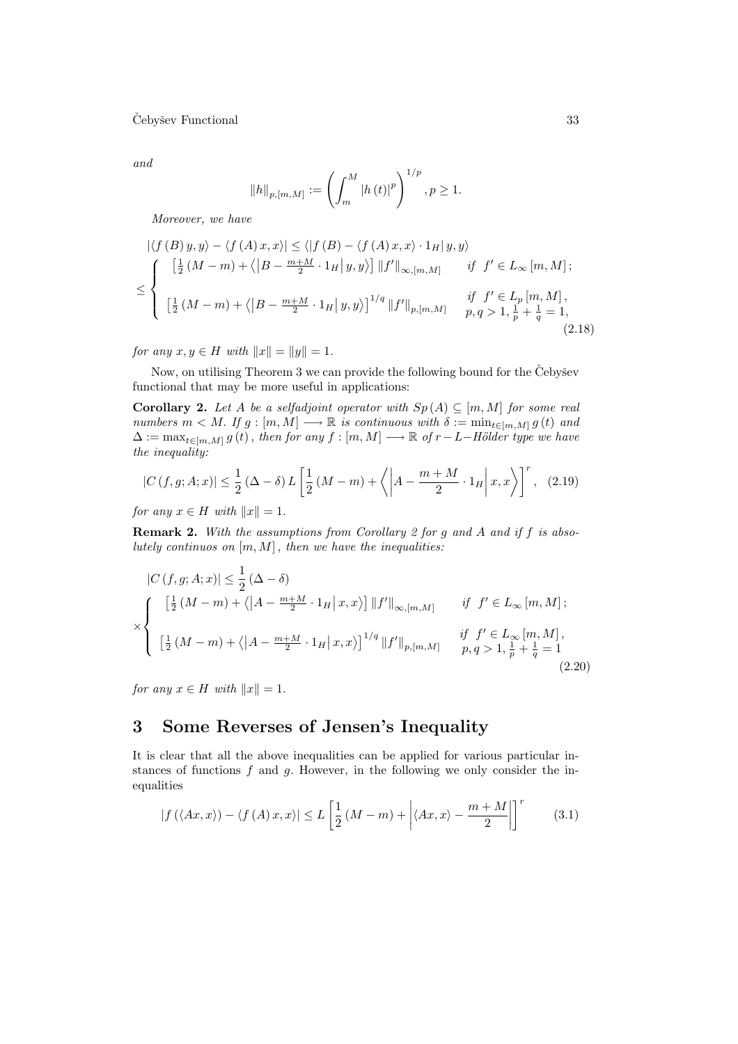*and*

$$\|h\|_{p,[m,M]} := \left(\int_m^M |h(t)|^p\right)^{1/p}, p \geq 1.$$

*Moreover, we have*

$$\begin{aligned}
&|\langle f(B) y, y\rangle - \langle f(A) x, x\rangle| \leq \langle |f(B) - \langle f(A) x, x\rangle \cdot 1_H| \, y, y\rangle \\
&\leq \begin{cases} \left[\frac{1}{2}(M-m) + \left\langle \left|B - \frac{m+M}{2} \cdot 1_H\right| y, y\right\rangle\right] \|f'\|_{\infty,[m,M]} & \text{if } f' \in L_\infty [m, M]; \\[2ex] \left[\frac{1}{2}(M-m) + \left\langle \left|B - \frac{m+M}{2} \cdot 1_H\right| y, y\right\rangle\right]^{1/q} \|f'\|_{p,[m,M]} & \text{if } f' \in L_p [m, M], \\ & p, q > 1, \frac{1}{p} + \frac{1}{q} = 1, \end{cases}
\end{aligned} \tag{2.18}$$

*for any $x, y \in H$ with $\|x\| = \|y\| = 1$.*

Now, on utilising Theorem 3 we can provide the following bound for the Čebyšev functional that may be more useful in applications:

**Corollary 2.** *Let $A$ be a selfadjoint operator with $Sp(A) \subseteq [m, M]$ for some real numbers $m < M$. If $g : [m, M] \longrightarrow \mathbb{R}$ is continuous with $\delta := \min_{t\in[m,M]} g(t)$ and $\Delta := \max_{t\in[m,M]} g(t)$, then for any $f : [m, M] \longrightarrow \mathbb{R}$ of $r-L-$Hölder type we have the inequality:*

$$|C(f, g; A; x)| \leq \frac{1}{2}(\Delta - \delta) L \left[\frac{1}{2}(M-m) + \left\langle \left|A - \frac{m+M}{2} \cdot 1_H\right| x, x\right\rangle\right]^r, \tag{2.19}$$

*for any $x \in H$ with $\|x\| = 1$.*

**Remark 2.** *With the assumptions from Corollary 2 for $g$ and $A$ and if $f$ is absolutely continuos on $[m, M]$, then we have the inequalities:*

$$\begin{aligned}
&|C(f, g; A; x)| \leq \frac{1}{2}(\Delta - \delta) \\
&\times \begin{cases} \left[\frac{1}{2}(M-m) + \left\langle \left|A - \frac{m+M}{2} \cdot 1_H\right| x, x\right\rangle\right] \|f'\|_{\infty,[m,M]} & \text{if } f' \in L_\infty [m, M]; \\[2ex] \left[\frac{1}{2}(M-m) + \left\langle \left|A - \frac{m+M}{2} \cdot 1_H\right| x, x\right\rangle\right]^{1/q} \|f'\|_{p,[m,M]} & \text{if } f' \in L_\infty [m, M], \\ & p, q > 1, \frac{1}{p} + \frac{1}{q} = 1 \end{cases}
\end{aligned} \tag{2.20}$$

*for any $x \in H$ with $\|x\| = 1$.*

# 3 Some Reverses of Jensen's Inequality

It is clear that all the above inequalities can be applied for various particular instances of functions $f$ and $g$. However, in the following we only consider the inequalities

$$|f(\langle Ax, x\rangle) - \langle f(A) x, x\rangle| \leq L \left[\frac{1}{2}(M-m) + \left|\langle Ax, x\rangle - \frac{m+M}{2}\right|\right]^r \tag{3.1}$$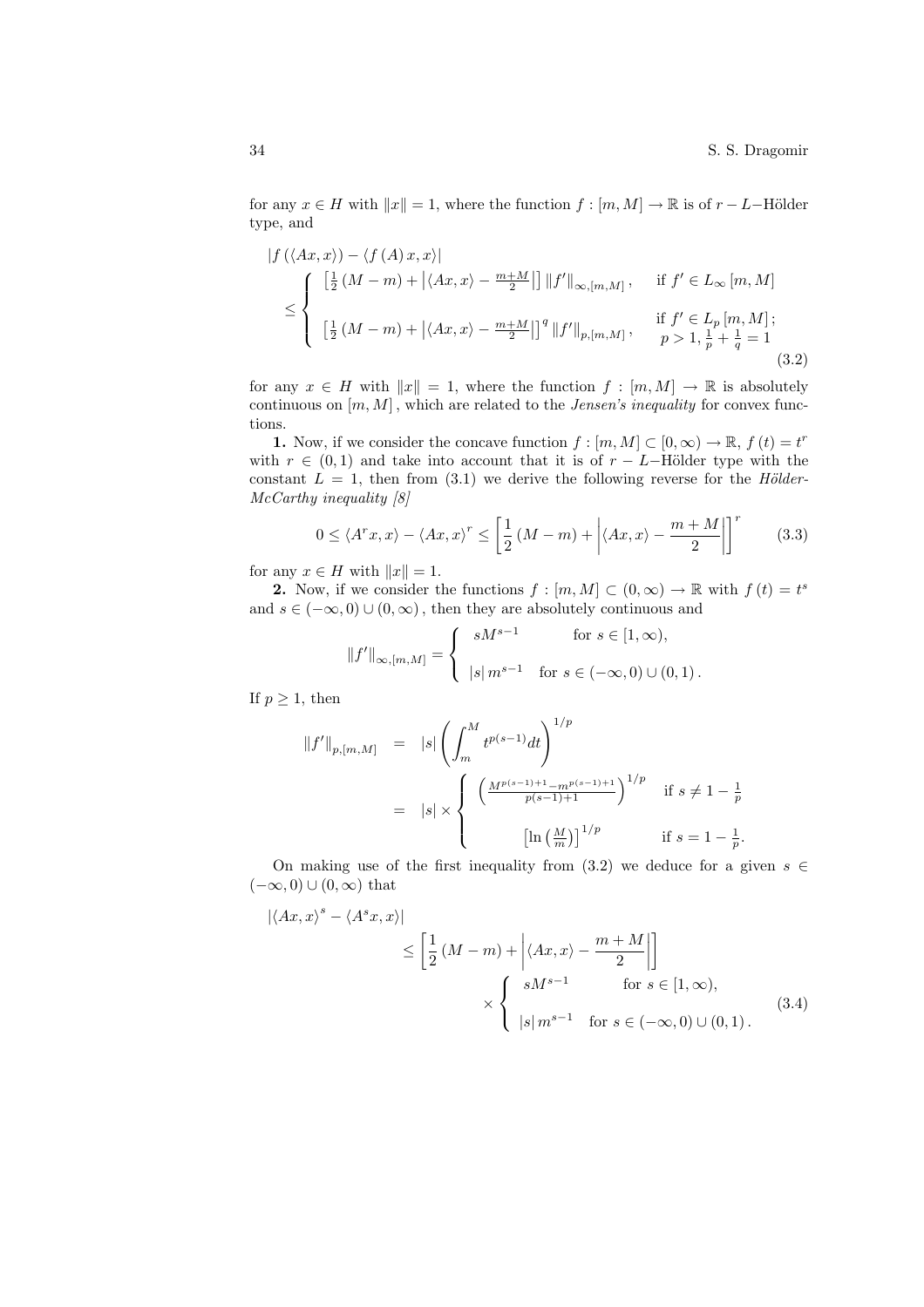for any $x \in H$ with $\|x\| = 1$, where the function $f : [m, M] \to \mathbb{R}$ is of $r-L-$Hölder type, and

$$|f(\langle Ax, x\rangle) - \langle f(A)x, x\rangle| \leq \begin{cases} \left[\frac{1}{2}(M-m) + \left|\langle Ax, x\rangle - \frac{m+M}{2}\right|\right] \|f'\|_{\infty,[m,M]}, & \text{if } f' \in L_\infty[m, M] \\ \\ \left[\frac{1}{2}(M-m) + \left|\langle Ax, x\rangle - \frac{m+M}{2}\right|\right]^q \|f'\|_{p,[m,M]}, & \begin{array}{l}\text{if } f' \in L_p[m, M]; \\ p > 1, \frac{1}{p} + \frac{1}{q} = 1\end{array} \end{cases} \tag{3.2}$$

for any $x \in H$ with $\|x\| = 1$, where the function $f : [m, M] \to \mathbb{R}$ is absolutely continuous on $[m, M]$, which are related to the *Jensen's inequality* for convex functions.

**1.** Now, if we consider the concave function $f : [m, M] \subset [0, \infty) \to \mathbb{R}$, $f(t) = t^r$ with $r \in (0, 1)$ and take into account that it is of $r-L-$Hölder type with the constant $L = 1$, then from (3.1) we derive the following reverse for the *Hölder-McCarthy inequality [8]*

$$0 \leq \langle A^r x, x\rangle - \langle Ax, x\rangle^r \leq \left[\frac{1}{2}(M-m) + \left|\langle Ax, x\rangle - \frac{m+M}{2}\right|\right]^r \tag{3.3}$$

for any $x \in H$ with $\|x\| = 1$.

**2.** Now, if we consider the functions $f : [m, M] \subset (0, \infty) \to \mathbb{R}$ with $f(t) = t^s$ and $s \in (-\infty, 0) \cup (0, \infty)$, then they are absolutely continuous and

$$\|f'\|_{\infty,[m,M]} = \begin{cases} sM^{s-1} & \text{for } s \in [1, \infty), \\ \\ |s| m^{s-1} & \text{for } s \in (-\infty, 0) \cup (0, 1). \end{cases}$$

If $p \geq 1$, then

$$\begin{aligned} \|f'\|_{p,[m,M]} &= |s| \left(\int_m^M t^{p(s-1)} dt\right)^{1/p} \\ &= |s| \times \begin{cases} \left(\frac{M^{p(s-1)+1} - m^{p(s-1)+1}}{p(s-1)+1}\right)^{1/p} & \text{if } s \neq 1 - \frac{1}{p} \\ \\ \left[\ln\left(\frac{M}{m}\right)\right]^{1/p} & \text{if } s = 1 - \frac{1}{p}. \end{cases} \end{aligned}$$

On making use of the first inequality from (3.2) we deduce for a given $s \in (-\infty, 0) \cup (0, \infty)$ that

$$\begin{aligned} |\langle Ax, x\rangle^s - \langle A^s x, x\rangle| &\leq \left[\frac{1}{2}(M-m) + \left|\langle Ax, x\rangle - \frac{m+M}{2}\right|\right] \\ &\quad \times \begin{cases} sM^{s-1} & \text{for } s \in [1, \infty), \\ \\ |s| m^{s-1} & \text{for } s \in (-\infty, 0) \cup (0, 1). \end{cases} \end{aligned} \tag{3.4}$$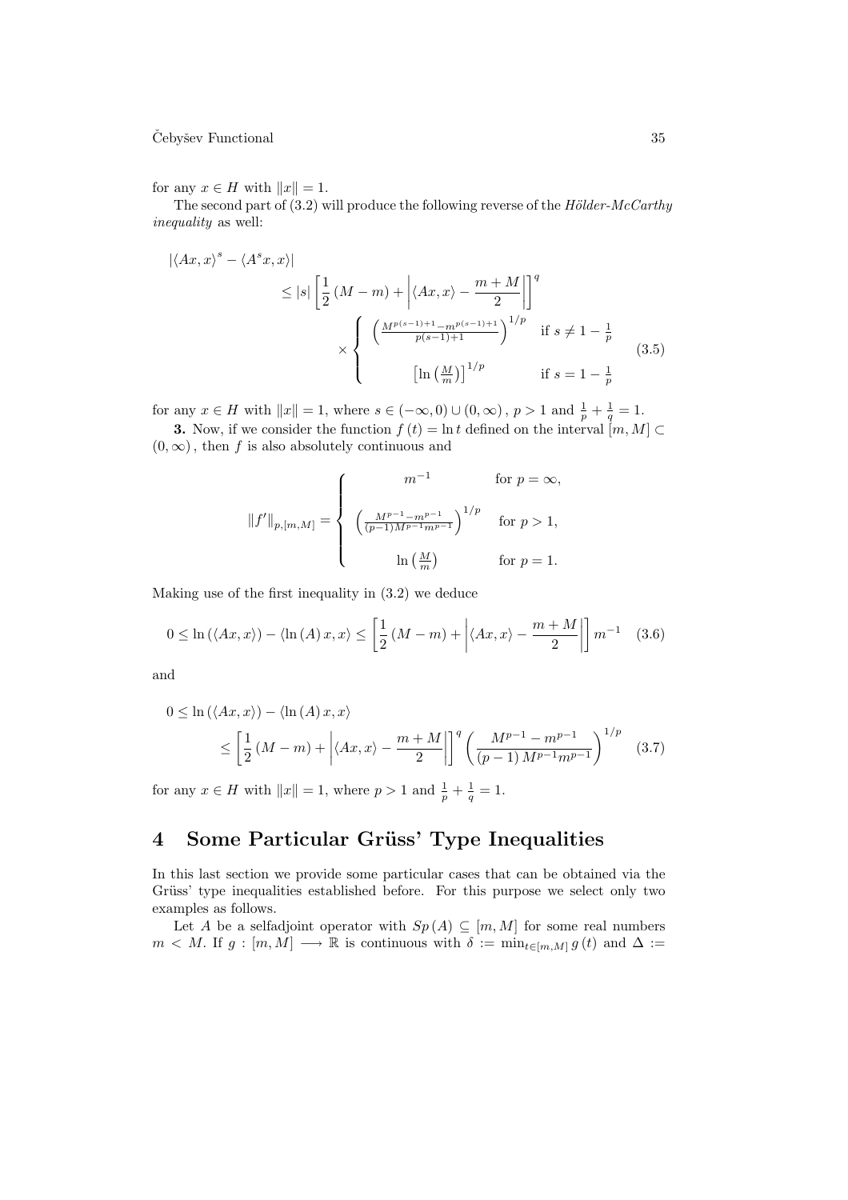for any $x \in H$ with $\|x\| = 1$.

The second part of (3.2) will produce the following reverse of the *Hölder-McCarthy inequality* as well:

$$
\begin{aligned}
&\left|\langle Ax, x\rangle^{s} - \langle A^{s}x, x\rangle\right| \\
&\qquad \leq |s| \left[\frac{1}{2}(M-m) + \left|\langle Ax, x\rangle - \frac{m+M}{2}\right|\right]^{q} \\
&\qquad\qquad \times \begin{cases} \left(\frac{M^{p(s-1)+1} - m^{p(s-1)+1}}{p(s-1)+1}\right)^{1/p} & \text{if } s \neq 1 - \frac{1}{p} \\ \left[\ln\left(\frac{M}{m}\right)\right]^{1/p} & \text{if } s = 1 - \frac{1}{p} \end{cases}
\end{aligned} \tag{3.5}
$$

for any $x \in H$ with $\|x\| = 1$, where $s \in (-\infty, 0) \cup (0, \infty)$, $p > 1$ and $\frac{1}{p} + \frac{1}{q} = 1$.

**3.** Now, if we consider the function $f(t) = \ln t$ defined on the interval $[m, M] \subset (0, \infty)$, then $f$ is also absolutely continuous and

$$
\|f'\|_{p,[m,M]} = \begin{cases} m^{-1} & \text{for } p = \infty, \\ \left(\frac{M^{p-1} - m^{p-1}}{(p-1)M^{p-1}m^{p-1}}\right)^{1/p} & \text{for } p > 1, \\ \ln\left(\frac{M}{m}\right) & \text{for } p = 1. \end{cases}
$$

Making use of the first inequality in (3.2) we deduce

$$
0 \leq \ln(\langle Ax, x\rangle) - \langle \ln(A)x, x\rangle \leq \left[\frac{1}{2}(M-m) + \left|\langle Ax, x\rangle - \frac{m+M}{2}\right|\right] m^{-1} \tag{3.6}
$$

and

$$
\begin{aligned}
&0 \leq \ln(\langle Ax, x\rangle) - \langle \ln(A)x, x\rangle \\
&\qquad \leq \left[\frac{1}{2}(M-m) + \left|\langle Ax, x\rangle - \frac{m+M}{2}\right|\right]^{q} \left(\frac{M^{p-1} - m^{p-1}}{(p-1)M^{p-1}m^{p-1}}\right)^{1/p}
\end{aligned} \tag{3.7}
$$

for any $x \in H$ with $\|x\| = 1$, where $p > 1$ and $\frac{1}{p} + \frac{1}{q} = 1$.

## 4 Some Particular Grüss' Type Inequalities

In this last section we provide some particular cases that can be obtained via the Grüss' type inequalities established before. For this purpose we select only two examples as follows.

Let $A$ be a selfadjoint operator with $Sp(A) \subseteq [m, M]$ for some real numbers $m < M$. If $g : [m, M] \longrightarrow \mathbb{R}$ is continuous with $\delta := \min_{t \in [m,M]} g(t)$ and $\Delta :=$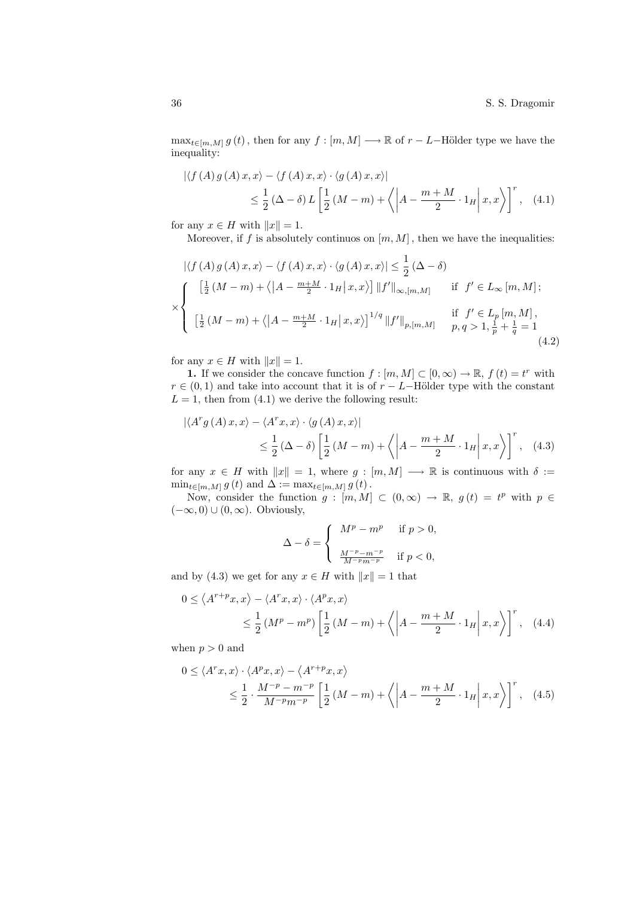$\max_{t\in[m,M]} g(t)$, then for any $f : [m, M] \longrightarrow \mathbb{R}$ of $r-L-$Hölder type we have the inequality:

$$
\begin{aligned}
&|\langle f(A) g(A) x, x\rangle - \langle f(A) x, x\rangle \cdot \langle g(A) x, x\rangle| \\
&\qquad\qquad \leq \frac{1}{2}(\Delta - \delta) L \left[\frac{1}{2}(M-m) + \left\langle \left|A - \frac{m+M}{2}\cdot 1_H\right| x, x\right\rangle\right]^r, \quad (4.1)
\end{aligned}
$$

for any $x \in H$ with $\|x\| = 1$.

Moreover, if $f$ is absolutely continuos on $[m, M]$, then we have the inequalities:

$$
\begin{aligned}
&|\langle f(A) g(A) x, x\rangle - \langle f(A) x, x\rangle \cdot \langle g(A) x, x\rangle| \leq \frac{1}{2}(\Delta - \delta) \\
&\times \begin{cases} \left[\frac{1}{2}(M-m) + \left\langle \left|A - \frac{m+M}{2}\cdot 1_H\right| x, x\right\rangle\right] \|f'\|_{\infty,[m,M]} & \text{if } f' \in L_\infty[m,M]; \\[2ex] \left[\frac{1}{2}(M-m) + \left\langle \left|A - \frac{m+M}{2}\cdot 1_H\right| x, x\right\rangle\right]^{1/q} \|f'\|_{p,[m,M]} & \begin{array}{l}\text{if } f' \in L_p[m,M], \\ p, q > 1, \frac{1}{p} + \frac{1}{q} = 1\end{array} \end{cases} \quad (4.2)
\end{aligned}
$$

for any $x \in H$ with $\|x\| = 1$.

**1.** If we consider the concave function $f : [m, M] \subset [0, \infty) \to \mathbb{R}$, $f(t) = t^r$ with $r \in (0, 1)$ and take into account that it is of $r-L-$Hölder type with the constant $L = 1$, then from (4.1) we derive the following result:

$$
\begin{aligned}
&|\langle A^r g(A) x, x\rangle - \langle A^r x, x\rangle \cdot \langle g(A) x, x\rangle| \\
&\qquad\qquad \leq \frac{1}{2}(\Delta - \delta) \left[\frac{1}{2}(M-m) + \left\langle \left|A - \frac{m+M}{2}\cdot 1_H\right| x, x\right\rangle\right]^r, \quad (4.3)
\end{aligned}
$$

for any $x \in H$ with $\|x\| = 1$, where $g : [m, M] \longrightarrow \mathbb{R}$ is continuous with $\delta := \min_{t\in[m,M]} g(t)$ and $\Delta := \max_{t\in[m,M]} g(t)$.

Now, consider the function $g : [m, M] \subset (0, \infty) \to \mathbb{R}$, $g(t) = t^p$ with $p \in (-\infty, 0) \cup (0, \infty)$. Obviously,

$$
\Delta - \delta = \begin{cases} M^p - m^p & \text{if } p > 0, \\[2ex] \frac{M^{-p} - m^{-p}}{M^{-p} m^{-p}} & \text{if } p < 0, \end{cases}
$$

and by (4.3) we get for any $x \in H$ with $\|x\| = 1$ that

$$
\begin{aligned}
0 &\leq \left\langle A^{r+p} x, x\right\rangle - \langle A^r x, x\rangle \cdot \langle A^p x, x\rangle \\
&\qquad\qquad \leq \frac{1}{2}(M^p - m^p) \left[\frac{1}{2}(M-m) + \left\langle \left|A - \frac{m+M}{2}\cdot 1_H\right| x, x\right\rangle\right]^r, \quad (4.4)
\end{aligned}
$$

when $p > 0$ and

$$
\begin{aligned}
0 &\leq \langle A^r x, x\rangle \cdot \langle A^p x, x\rangle - \left\langle A^{r+p} x, x\right\rangle \\
&\qquad\qquad \leq \frac{1}{2}\cdot\frac{M^{-p} - m^{-p}}{M^{-p} m^{-p}} \left[\frac{1}{2}(M-m) + \left\langle \left|A - \frac{m+M}{2}\cdot 1_H\right| x, x\right\rangle\right]^r, \quad (4.5)
\end{aligned}
$$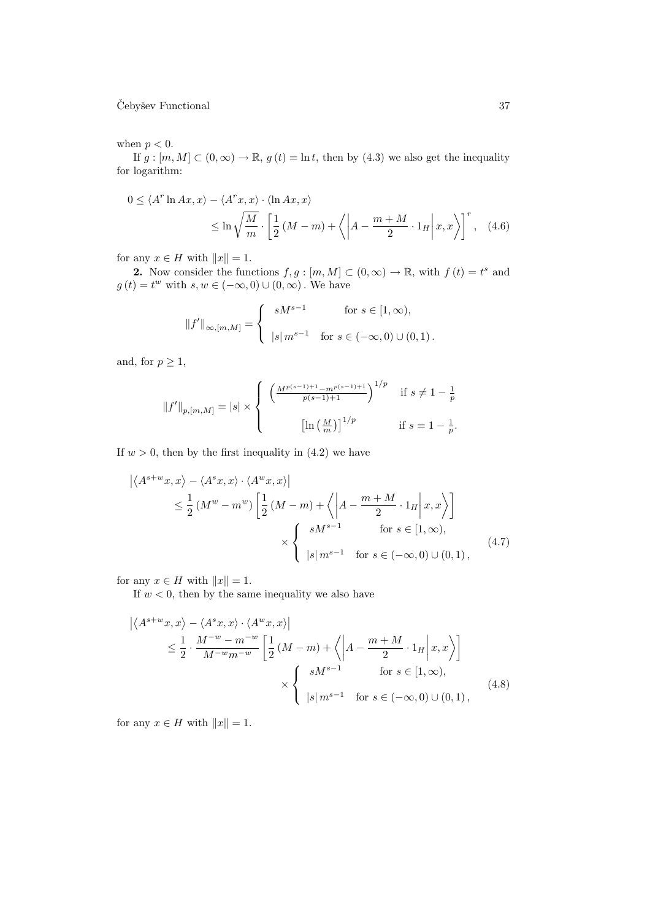when $p < 0$.

If $g : [m, M] \subset (0, \infty) \to \mathbb{R}$, $g(t) = \ln t$, then by (4.3) we also get the inequality for logarithm:

$$
\begin{aligned}
0 &\leq \langle A^r \ln Ax, x\rangle - \langle A^r x, x\rangle \cdot \langle \ln Ax, x\rangle \\
&\leq \ln \sqrt{\frac{M}{m}} \cdot \left[\frac{1}{2}(M-m) + \left\langle \left| A - \frac{m+M}{2} \cdot 1_H \right| x, x \right\rangle \right]^r, \quad (4.6)
\end{aligned}
$$

for any $x \in H$ with $\|x\| = 1$.

**2.** Now consider the functions $f, g : [m, M] \subset (0, \infty) \to \mathbb{R}$, with $f(t) = t^s$ and $g(t) = t^w$ with $s, w \in (-\infty, 0) \cup (0, \infty)$. We have

$$
\|f'\|_{\infty,[m,M]} = \begin{cases} sM^{s-1} & \text{for } s \in [1, \infty), \\ |s|\, m^{s-1} & \text{for } s \in (-\infty, 0) \cup (0, 1). \end{cases}
$$

and, for $p \geq 1$,

$$
\|f'\|_{p,[m,M]} = |s| \times \begin{cases} \left(\frac{M^{p(s-1)+1} - m^{p(s-1)+1}}{p(s-1)+1}\right)^{1/p} & \text{if } s \neq 1 - \frac{1}{p} \\ \left[\ln\left(\frac{M}{m}\right)\right]^{1/p} & \text{if } s = 1 - \frac{1}{p}. \end{cases}
$$

If $w > 0$, then by the first inequality in (4.2) we have

$$
\begin{aligned}
&\left|\langle A^{s+w}x, x\rangle - \langle A^s x, x\rangle \cdot \langle A^w x, x\rangle\right| \\
&\quad \leq \frac{1}{2}(M^w - m^w)\left[\frac{1}{2}(M-m) + \left\langle \left| A - \frac{m+M}{2} \cdot 1_H \right| x, x \right\rangle\right] \\
&\quad\quad \times \begin{cases} sM^{s-1} & \text{for } s \in [1, \infty), \\ |s|\, m^{s-1} & \text{for } s \in (-\infty, 0) \cup (0, 1), \end{cases} \quad (4.7)
\end{aligned}
$$

for any $x \in H$ with $\|x\| = 1$.

If $w < 0$, then by the same inequality we also have

$$
\begin{aligned}
&\left|\langle A^{s+w}x, x\rangle - \langle A^s x, x\rangle \cdot \langle A^w x, x\rangle\right| \\
&\quad \leq \frac{1}{2} \cdot \frac{M^{-w} - m^{-w}}{M^{-w} m^{-w}}\left[\frac{1}{2}(M-m) + \left\langle \left| A - \frac{m+M}{2} \cdot 1_H \right| x, x \right\rangle\right] \\
&\quad\quad \times \begin{cases} sM^{s-1} & \text{for } s \in [1, \infty), \\ |s|\, m^{s-1} & \text{for } s \in (-\infty, 0) \cup (0, 1), \end{cases} \quad (4.8)
\end{aligned}
$$

for any $x \in H$ with $\|x\| = 1$.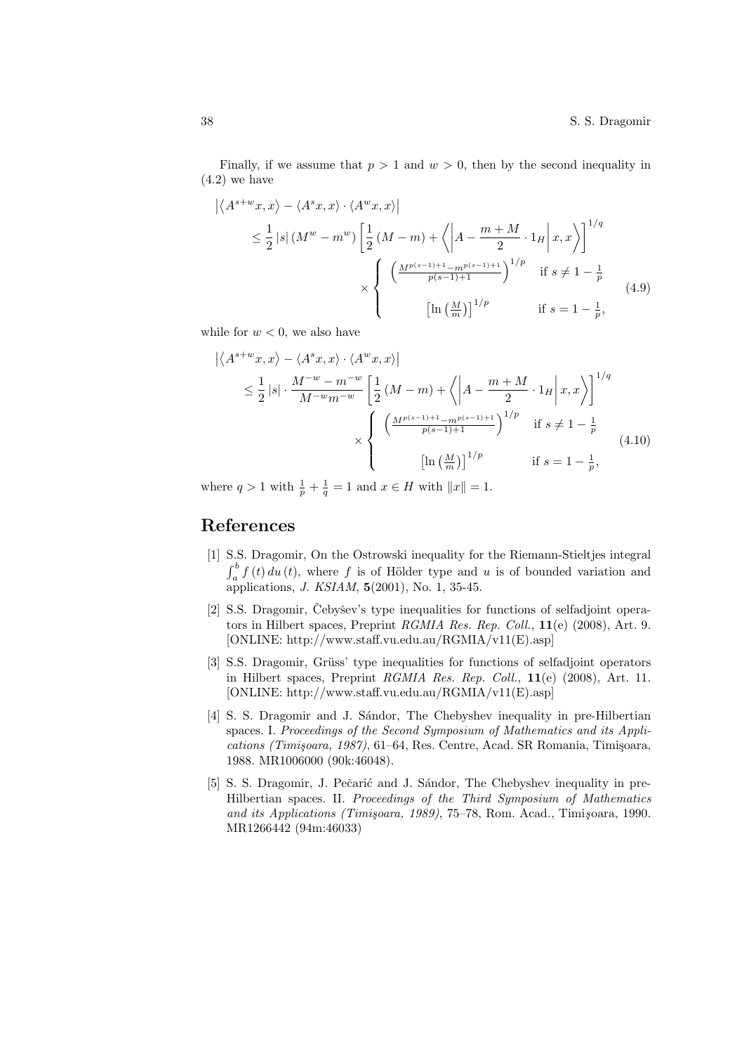Finally, if we assume that $p > 1$ and $w > 0$, then by the second inequality in (4.2) we have

$$
\begin{aligned}
&\left|\left\langle A^{s+w}x, x\right\rangle - \langle A^s x, x\rangle \cdot \langle A^w x, x\rangle\right| \\
&\quad \leq \frac{1}{2}|s|\left(M^w - m^w\right)\left[\frac{1}{2}(M-m) + \left\langle\left|A - \frac{m+M}{2}\cdot 1_H\right| x, x\right\rangle\right]^{1/q} \\
&\qquad\qquad \times \begin{cases} \left(\frac{M^{p(s-1)+1} - m^{p(s-1)+1}}{p(s-1)+1}\right)^{1/p} & \text{if } s \neq 1 - \frac{1}{p} \\[2ex] \left[\ln\left(\frac{M}{m}\right)\right]^{1/p} & \text{if } s = 1 - \frac{1}{p}, \end{cases}
\end{aligned} \tag{4.9}
$$

while for $w < 0$, we also have

$$
\begin{aligned}
&\left|\left\langle A^{s+w}x, x\right\rangle - \langle A^s x, x\rangle \cdot \langle A^w x, x\rangle\right| \\
&\quad \leq \frac{1}{2}|s| \cdot \frac{M^{-w} - m^{-w}}{M^{-w}m^{-w}}\left[\frac{1}{2}(M-m) + \left\langle\left|A - \frac{m+M}{2}\cdot 1_H\right| x, x\right\rangle\right]^{1/q} \\
&\qquad\qquad \times \begin{cases} \left(\frac{M^{p(s-1)+1} - m^{p(s-1)+1}}{p(s-1)+1}\right)^{1/p} & \text{if } s \neq 1 - \frac{1}{p} \\[2ex] \left[\ln\left(\frac{M}{m}\right)\right]^{1/p} & \text{if } s = 1 - \frac{1}{p}, \end{cases}
\end{aligned} \tag{4.10}
$$

where $q > 1$ with $\frac{1}{p} + \frac{1}{q} = 1$ and $x \in H$ with $\|x\| = 1$.

## References

[1] S.S. Dragomir, On the Ostrowski inequality for the Riemann-Stieltjes integral $\int_a^b f(t)\,du(t)$, where $f$ is of Hölder type and $u$ is of bounded variation and applications, *J. KSIAM*, **5**(2001), No. 1, 35-45.

[2] S.S. Dragomir, Čebyšev's type inequalities for functions of selfadjoint operators in Hilbert spaces, Preprint *RGMIA Res. Rep. Coll.*, **11**(e) (2008), Art. 9. [ONLINE: http://www.staff.vu.edu.au/RGMIA/v11(E).asp]

[3] S.S. Dragomir, Grüss' type inequalities for functions of selfadjoint operators in Hilbert spaces, Preprint *RGMIA Res. Rep. Coll.*, **11**(e) (2008), Art. 11. [ONLINE: http://www.staff.vu.edu.au/RGMIA/v11(E).asp]

[4] S. S. Dragomir and J. Sándor, The Chebyshev inequality in pre-Hilbertian spaces. I. *Proceedings of the Second Symposium of Mathematics and its Applications (Timişoara, 1987)*, 61–64, Res. Centre, Acad. SR Romania, Timişoara, 1988. MR1006000 (90k:46048).

[5] S. S. Dragomir, J. Pečarić and J. Sándor, The Chebyshev inequality in pre-Hilbertian spaces. II. *Proceedings of the Third Symposium of Mathematics and its Applications (Timişoara, 1989)*, 75–78, Rom. Acad., Timişoara, 1990. MR1266442 (94m:46033)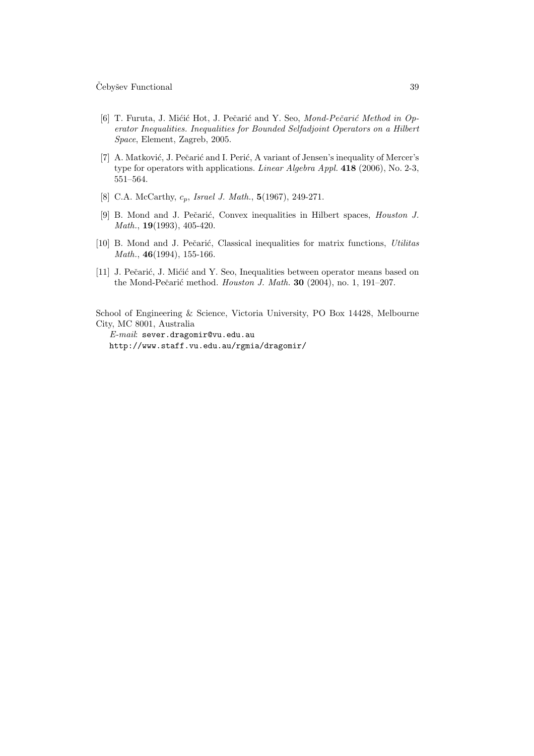[6] T. Furuta, J. Mićić Hot, J. Pečarić and Y. Seo, *Mond-Pečarić Method in Operator Inequalities. Inequalities for Bounded Selfadjoint Operators on a Hilbert Space*, Element, Zagreb, 2005.

[7] A. Matković, J. Pečarić and I. Perić, A variant of Jensen's inequality of Mercer's type for operators with applications. *Linear Algebra Appl.* **418** (2006), No. 2-3, 551–564.

[8] C.A. McCarthy, $c_p$, *Israel J. Math.*, **5**(1967), 249-271.

[9] B. Mond and J. Pečarić, Convex inequalities in Hilbert spaces, *Houston J. Math.*, **19**(1993), 405-420.

[10] B. Mond and J. Pečarić, Classical inequalities for matrix functions, *Utilitas Math.*, **46**(1994), 155-166.

[11] J. Pečarić, J. Mićić and Y. Seo, Inequalities between operator means based on the Mond-Pečarić method. *Houston J. Math.* **30** (2004), no. 1, 191–207.

School of Engineering & Science, Victoria University, PO Box 14428, Melbourne City, MC 8001, Australia

*E-mail*: sever.dragomir@vu.edu.au
http://www.staff.vu.edu.au/rgmia/dragomir/